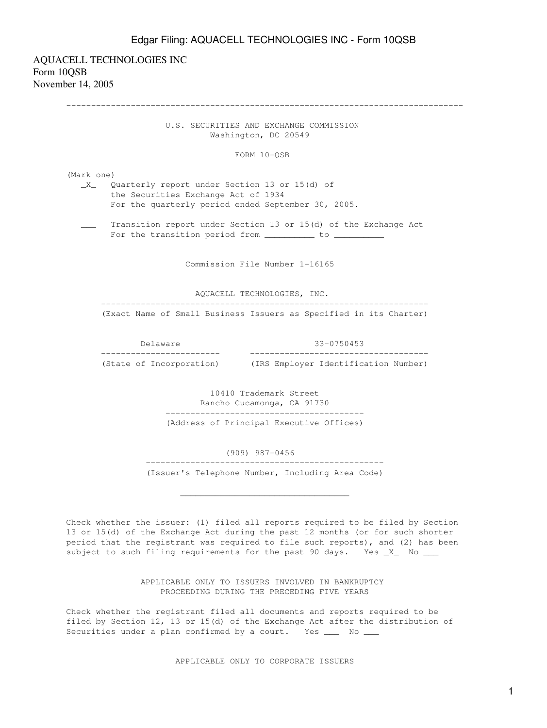AQUACELL TECHNOLOGIES INC
Form 10QSB
November 14, 2005

---

U.S. SECURITIES AND EXCHANGE COMMISSION
Washington, DC 20549

FORM 10-QSB

(Mark one)

_X_ Quarterly report under Section 13 or 15(d) of the Securities Exchange Act of 1934
For the quarterly period ended September 30, 2005.

___ Transition report under Section 13 or 15(d) of the Exchange Act
For the transition period from __________ to __________

Commission File Number 1-16165

AQUACELL TECHNOLOGIES, INC.
(Exact Name of Small Business Issuers as Specified in its Charter)

| Delaware | 33-0750453 |
|---|---|
| (State of Incorporation) | (IRS Employer Identification Number) |

10410 Trademark Street
Rancho Cucamonga, CA 91730
(Address of Principal Executive Offices)

(909) 987-0456
(Issuer's Telephone Number, Including Area Code)

---

Check whether the issuer: (1) filed all reports required to be filed by Section 13 or 15(d) of the Exchange Act during the past 12 months (or for such shorter period that the registrant was required to file such reports), and (2) has been subject to such filing requirements for the past 90 days. Yes _X_ No ___

APPLICABLE ONLY TO ISSUERS INVOLVED IN BANKRUPTCY PROCEEDING DURING THE PRECEDING FIVE YEARS

Check whether the registrant filed all documents and reports required to be filed by Section 12, 13 or 15(d) of the Exchange Act after the distribution of Securities under a plan confirmed by a court. Yes ___ No ___

APPLICABLE ONLY TO CORPORATE ISSUERS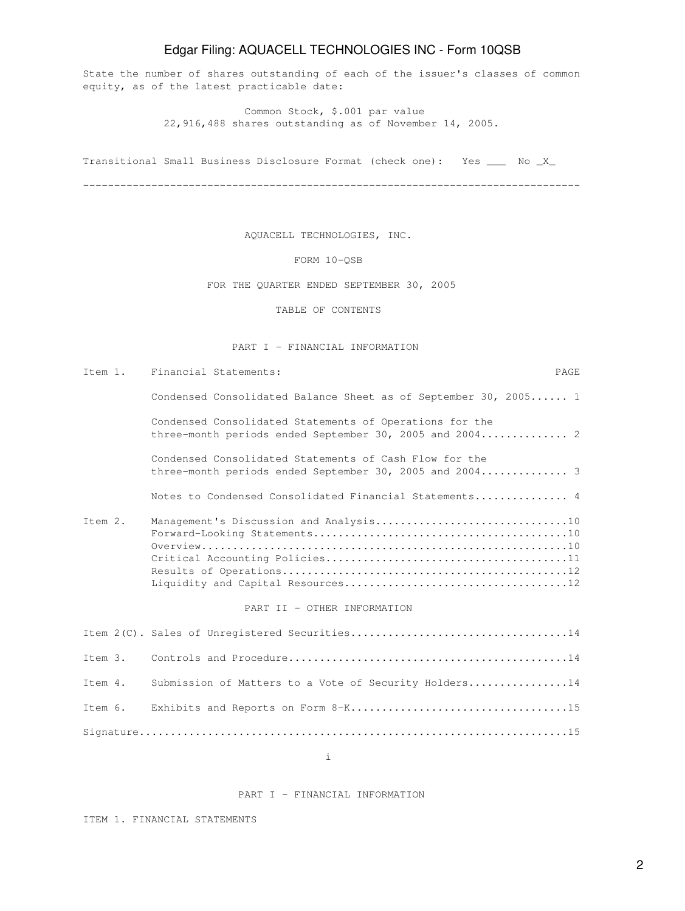State the number of shares outstanding of each of the issuer's classes of common equity, as of the latest practicable date:

Common Stock, $.001 par value
22,916,488 shares outstanding as of November 14, 2005.

Transitional Small Business Disclosure Format (check one): Yes ___ No _X_

---

# AQUACELL TECHNOLOGIES, INC.

## FORM 10-QSB

## FOR THE QUARTER ENDED SEPTEMBER 30, 2005

### TABLE OF CONTENTS

#### PART I - FINANCIAL INFORMATION

| | | PAGE |
|---|---|---|
| Item 1. | Financial Statements: | |
| | Condensed Consolidated Balance Sheet as of September 30, 2005 | 1 |
| | Condensed Consolidated Statements of Operations for the three-month periods ended September 30, 2005 and 2004 | 2 |
| | Condensed Consolidated Statements of Cash Flow for the three-month periods ended September 30, 2005 and 2004 | 3 |
| | Notes to Condensed Consolidated Financial Statements | 4 |
| Item 2. | Management's Discussion and Analysis | 10 |
| | Forward-Looking Statements | 10 |
| | Overview | 10 |
| | Critical Accounting Policies | 11 |
| | Results of Operations | 12 |
| | Liquidity and Capital Resources | 12 |

#### PART II - OTHER INFORMATION

| | | |
|---|---|---|
| Item 2(C). | Sales of Unregistered Securities | 14 |
| Item 3. | Controls and Procedure | 14 |
| Item 4. | Submission of Matters to a Vote of Security Holders | 14 |
| Item 6. | Exhibits and Reports on Form 8-K | 15 |
| Signature | | 15 |

i

## PART I - FINANCIAL INFORMATION

### ITEM 1. FINANCIAL STATEMENTS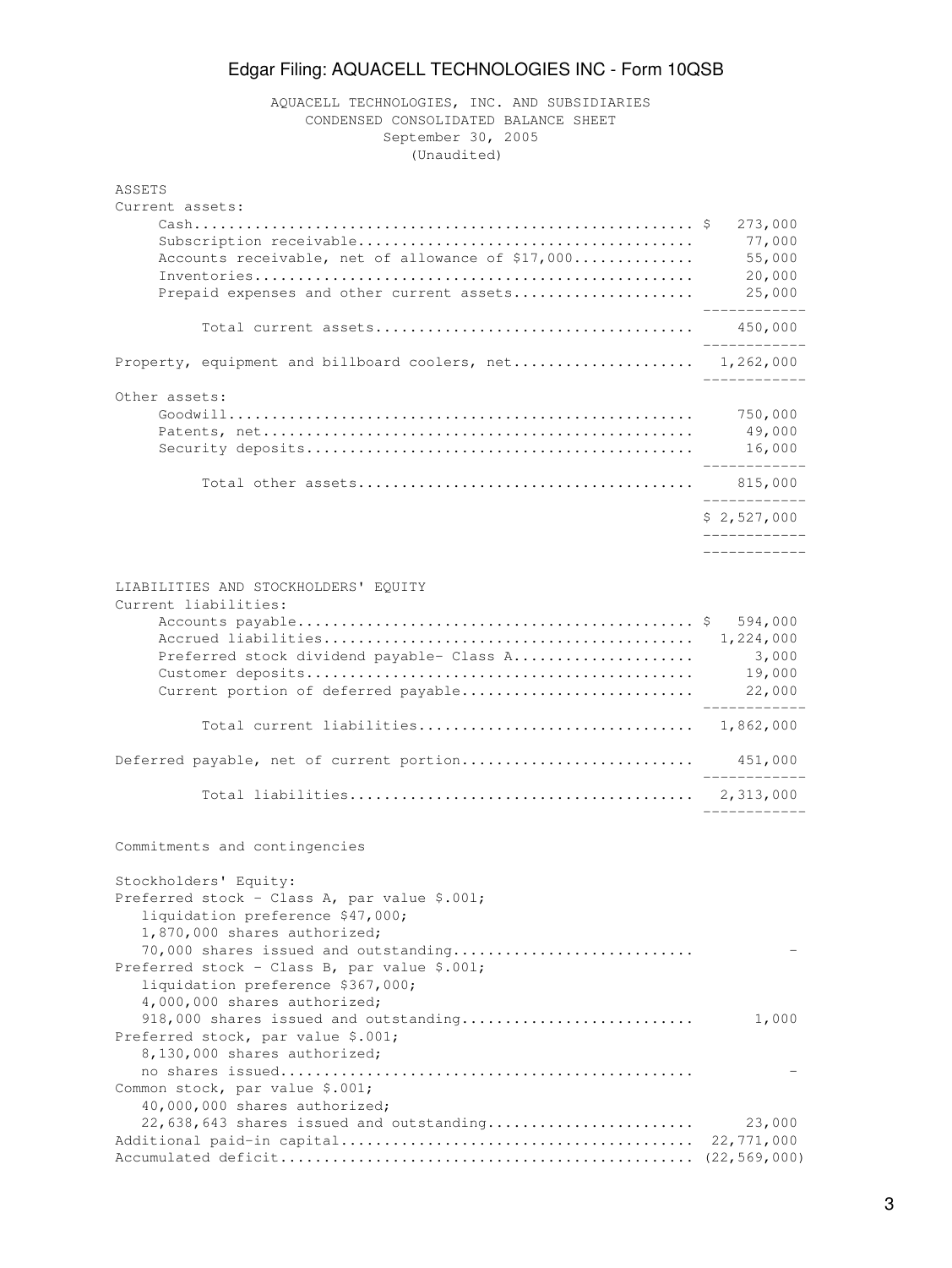AQUACELL TECHNOLOGIES, INC. AND SUBSIDIARIES
CONDENSED CONSOLIDATED BALANCE SHEET
September 30, 2005
(Unaudited)

| | |
|---|---|
| **ASSETS** | |
| Current assets: | |
| Cash | $ 273,000 |
| Subscription receivable | 77,000 |
| Accounts receivable, net of allowance of $17,000 | 55,000 |
| Inventories | 20,000 |
| Prepaid expenses and other current assets | 25,000 |
| Total current assets | 450,000 |
| Property, equipment and billboard coolers, net | 1,262,000 |
| Other assets: | |
| Goodwill | 750,000 |
| Patents, net | 49,000 |
| Security deposits | 16,000 |
| Total other assets | 815,000 |
| | $ 2,527,000 |
| **LIABILITIES AND STOCKHOLDERS' EQUITY** | |
| Current liabilities: | |
| Accounts payable | $ 594,000 |
| Accrued liabilities | 1,224,000 |
| Preferred stock dividend payable- Class A | 3,000 |
| Customer deposits | 19,000 |
| Current portion of deferred payable | 22,000 |
| Total current liabilities | 1,862,000 |
| Deferred payable, net of current portion | 451,000 |
| Total liabilities | 2,313,000 |
| Commitments and contingencies | |
| Stockholders' Equity: | |
| Preferred stock - Class A, par value $.001; liquidation preference $47,000; 1,870,000 shares authorized; 70,000 shares issued and outstanding | - |
| Preferred stock - Class B, par value $.001; liquidation preference $367,000; 4,000,000 shares authorized; 918,000 shares issued and outstanding | 1,000 |
| Preferred stock, par value $.001; 8,130,000 shares authorized; no shares issued | - |
| Common stock, par value $.001; 40,000,000 shares authorized; 22,638,643 shares issued and outstanding | 23,000 |
| Additional paid-in capital | 22,771,000 |
| Accumulated deficit | (22,569,000) |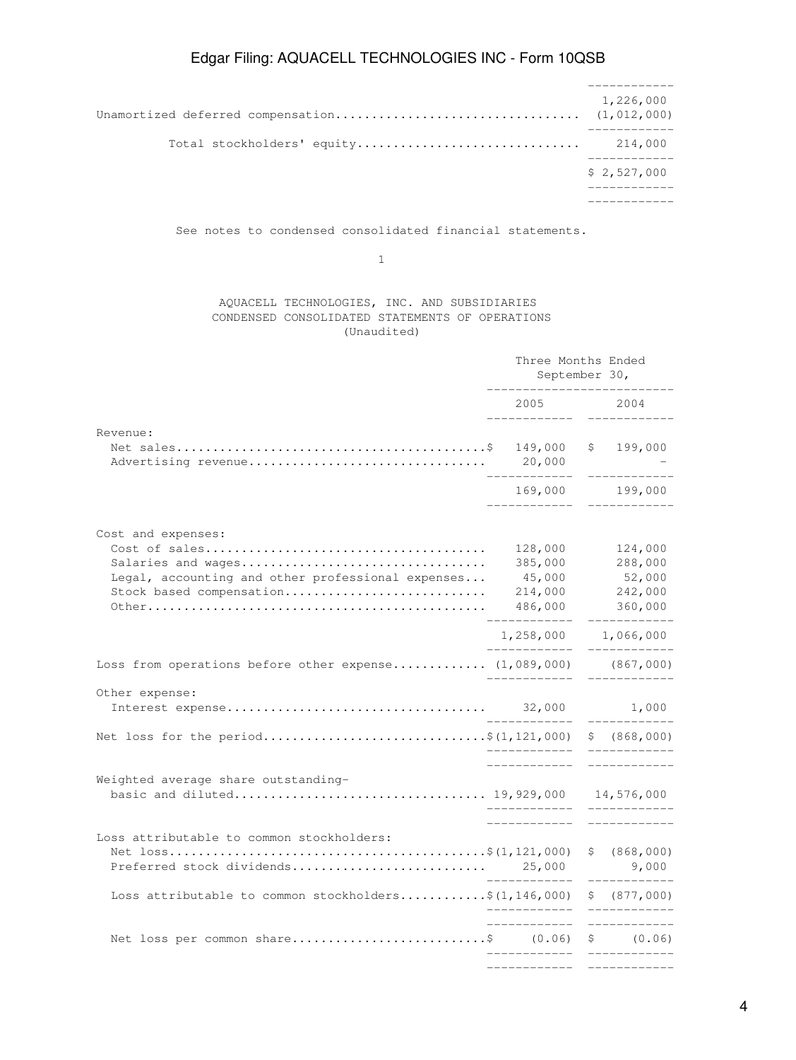| | |
|---|---|
| | 1,226,000 |
| Unamortized deferred compensation | (1,012,000) |
| Total stockholders' equity | 214,000 |
| | $ 2,527,000 |

See notes to condensed consolidated financial statements.

1

AQUACELL TECHNOLOGIES, INC. AND SUBSIDIARIES
CONDENSED CONSOLIDATED STATEMENTS OF OPERATIONS
(Unaudited)

| | Three Months Ended September 30, | |
|---|---|---|
| | 2005 | 2004 |
| Revenue: | | |
| Net sales | $ 149,000 | $ 199,000 |
| Advertising revenue | 20,000 | - |
| | 169,000 | 199,000 |
| Cost and expenses: | | |
| Cost of sales | 128,000 | 124,000 |
| Salaries and wages | 385,000 | 288,000 |
| Legal, accounting and other professional expenses | 45,000 | 52,000 |
| Stock based compensation | 214,000 | 242,000 |
| Other | 486,000 | 360,000 |
| | 1,258,000 | 1,066,000 |
| Loss from operations before other expense | (1,089,000) | (867,000) |
| Other expense: | | |
| Interest expense | 32,000 | 1,000 |
| Net loss for the period | $(1,121,000) | $ (868,000) |
| Weighted average share outstanding- basic and diluted | 19,929,000 | 14,576,000 |
| Loss attributable to common stockholders: | | |
| Net loss | $(1,121,000) | $ (868,000) |
| Preferred stock dividends | 25,000 | 9,000 |
| Loss attributable to common stockholders | $(1,146,000) | $ (877,000) |
| Net loss per common share | $ (0.06) | $ (0.06) |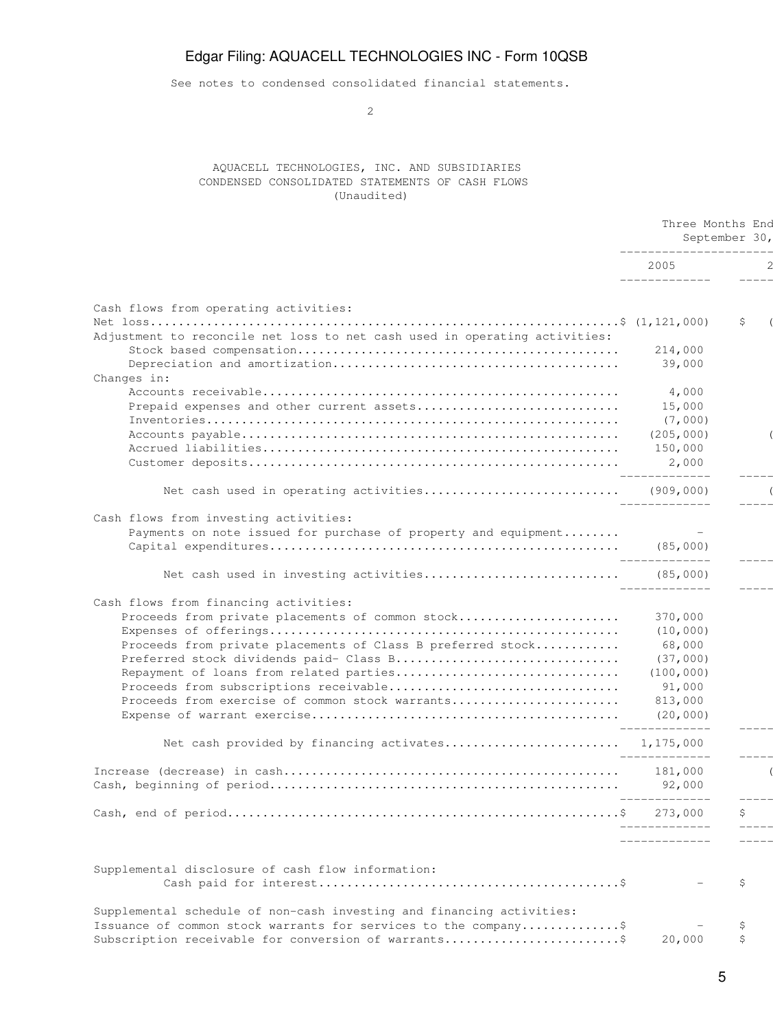See notes to condensed consolidated financial statements.

AQUACELL TECHNOLOGIES, INC. AND SUBSIDIARIES
CONDENSED CONSOLIDATED STATEMENTS OF CASH FLOWS
(Unaudited)

| | Three Months End September 30, | |
|---|---|---|
| | 2005 | 2 |
| Cash flows from operating activities: | | |
| Net loss | $ (1,121,000) | $ ( |
| Adjustment to reconcile net loss to net cash used in operating activities: | | |
| Stock based compensation | 214,000 | |
| Depreciation and amortization | 39,000 | |
| Changes in: | | |
| Accounts receivable | 4,000 | |
| Prepaid expenses and other current assets | 15,000 | |
| Inventories | (7,000) | |
| Accounts payable | (205,000) | ( |
| Accrued liabilities | 150,000 | |
| Customer deposits | 2,000 | |
| Net cash used in operating activities | (909,000) | ( |
| Cash flows from investing activities: | | |
| Payments on note issued for purchase of property and equipment | - | |
| Capital expenditures | (85,000) | |
| Net cash used in investing activities | (85,000) | |
| Cash flows from financing activities: | | |
| Proceeds from private placements of common stock | 370,000 | |
| Expenses of offerings | (10,000) | |
| Proceeds from private placements of Class B preferred stock | 68,000 | |
| Preferred stock dividends paid- Class B | (37,000) | |
| Repayment of loans from related parties | (100,000) | |
| Proceeds from subscriptions receivable | 91,000 | |
| Proceeds from exercise of common stock warrants | 813,000 | |
| Expense of warrant exercise | (20,000) | |
| Net cash provided by financing activates | 1,175,000 | |
| Increase (decrease) in cash | 181,000 | ( |
| Cash, beginning of period | 92,000 | |
| Cash, end of period | $ 273,000 | $ |
| Supplemental disclosure of cash flow information: | | |
| Cash paid for interest | $ - | $ |
| Supplemental schedule of non-cash investing and financing activities: | | |
| Issuance of common stock warrants for services to the company | $ - | $ |
| Subscription receivable for conversion of warrants | $ 20,000 | $ |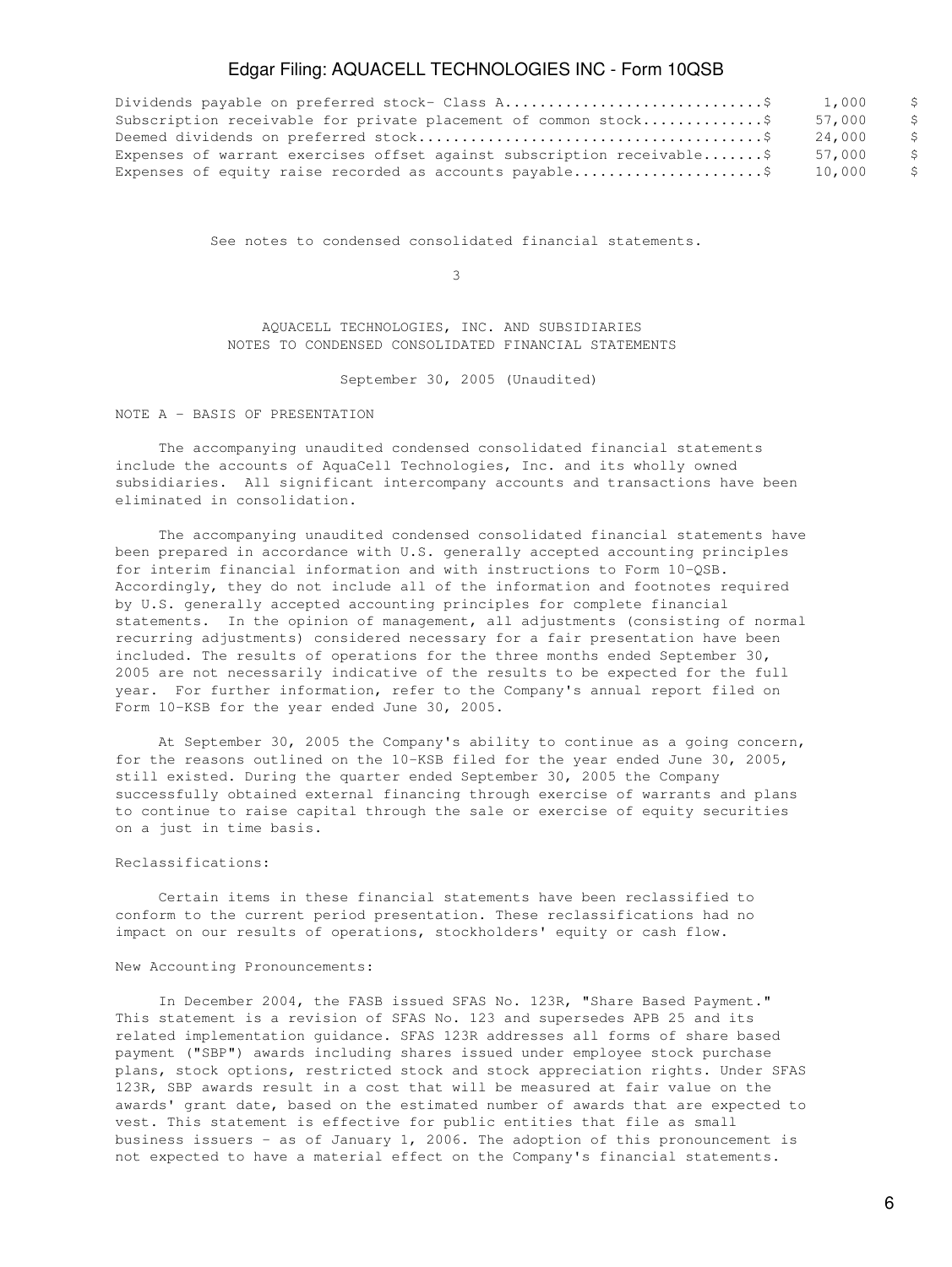| | | |
|---|---|---|
| Dividends payable on preferred stock- Class A | $ 1,000 | $ |
| Subscription receivable for private placement of common stock | $ 57,000 | $ |
| Deemed dividends on preferred stock | $ 24,000 | $ |
| Expenses of warrant exercises offset against subscription receivable | $ 57,000 | $ |
| Expenses of equity raise recorded as accounts payable | $ 10,000 | $ |

See notes to condensed consolidated financial statements.

AQUACELL TECHNOLOGIES, INC. AND SUBSIDIARIES
NOTES TO CONDENSED CONSOLIDATED FINANCIAL STATEMENTS

September 30, 2005 (Unaudited)

NOTE A - BASIS OF PRESENTATION

The accompanying unaudited condensed consolidated financial statements include the accounts of AquaCell Technologies, Inc. and its wholly owned subsidiaries. All significant intercompany accounts and transactions have been eliminated in consolidation.

The accompanying unaudited condensed consolidated financial statements have been prepared in accordance with U.S. generally accepted accounting principles for interim financial information and with instructions to Form 10-QSB. Accordingly, they do not include all of the information and footnotes required by U.S. generally accepted accounting principles for complete financial statements. In the opinion of management, all adjustments (consisting of normal recurring adjustments) considered necessary for a fair presentation have been included. The results of operations for the three months ended September 30, 2005 are not necessarily indicative of the results to be expected for the full year. For further information, refer to the Company's annual report filed on Form 10-KSB for the year ended June 30, 2005.

At September 30, 2005 the Company's ability to continue as a going concern, for the reasons outlined on the 10-KSB filed for the year ended June 30, 2005, still existed. During the quarter ended September 30, 2005 the Company successfully obtained external financing through exercise of warrants and plans to continue to raise capital through the sale or exercise of equity securities on a just in time basis.

Reclassifications:

Certain items in these financial statements have been reclassified to conform to the current period presentation. These reclassifications had no impact on our results of operations, stockholders' equity or cash flow.

New Accounting Pronouncements:

In December 2004, the FASB issued SFAS No. 123R, "Share Based Payment." This statement is a revision of SFAS No. 123 and supersedes APB 25 and its related implementation guidance. SFAS 123R addresses all forms of share based payment ("SBP") awards including shares issued under employee stock purchase plans, stock options, restricted stock and stock appreciation rights. Under SFAS 123R, SBP awards result in a cost that will be measured at fair value on the awards' grant date, based on the estimated number of awards that are expected to vest. This statement is effective for public entities that file as small business issuers - as of January 1, 2006. The adoption of this pronouncement is not expected to have a material effect on the Company's financial statements.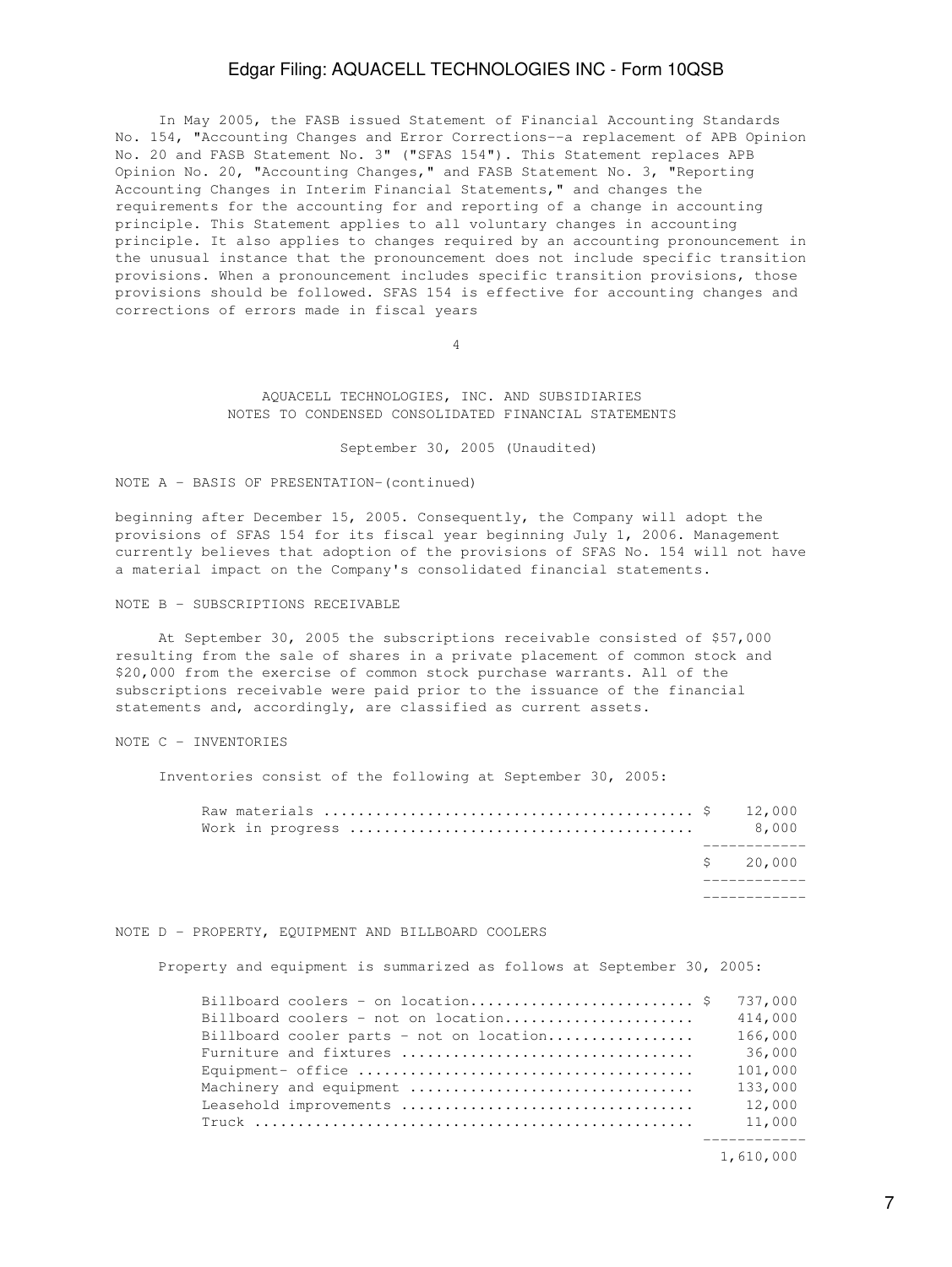In May 2005, the FASB issued Statement of Financial Accounting Standards No. 154, "Accounting Changes and Error Corrections--a replacement of APB Opinion No. 20 and FASB Statement No. 3" ("SFAS 154"). This Statement replaces APB Opinion No. 20, "Accounting Changes in Interim Financial Statements," and FASB Statement No. 3, "Reporting Accounting Changes in Interim Financial Statements," and changes the requirements for the accounting for and reporting of a change in accounting principle. This Statement applies to all voluntary changes in accounting principle. It also applies to changes required by an accounting pronouncement in the unusual instance that the pronouncement does not include specific transition provisions. When a pronouncement includes specific transition provisions, those provisions should be followed. SFAS 154 is effective for accounting changes and corrections of errors made in fiscal years

AQUACELL TECHNOLOGIES, INC. AND SUBSIDIARIES
NOTES TO CONDENSED CONSOLIDATED FINANCIAL STATEMENTS

September 30, 2005 (Unaudited)

NOTE A - BASIS OF PRESENTATION-(continued)

beginning after December 15, 2005. Consequently, the Company will adopt the provisions of SFAS 154 for its fiscal year beginning July 1, 2006. Management currently believes that adoption of the provisions of SFAS No. 154 will not have a material impact on the Company's consolidated financial statements.

NOTE B - SUBSCRIPTIONS RECEIVABLE

At September 30, 2005 the subscriptions receivable consisted of $57,000 resulting from the sale of shares in a private placement of common stock and $20,000 from the exercise of common stock purchase warrants. All of the subscriptions receivable were paid prior to the issuance of the financial statements and, accordingly, are classified as current assets.

NOTE C - INVENTORIES

Inventories consist of the following at September 30, 2005:

| | |
|---|---|
| Raw materials | $ 12,000 |
| Work in progress | 8,000 |
| | $ 20,000 |

NOTE D - PROPERTY, EQUIPMENT AND BILLBOARD COOLERS

Property and equipment is summarized as follows at September 30, 2005:

| | |
|---|---|
| Billboard coolers - on location | $ 737,000 |
| Billboard coolers - not on location | 414,000 |
| Billboard cooler parts - not on location | 166,000 |
| Furniture and fixtures | 36,000 |
| Equipment- office | 101,000 |
| Machinery and equipment | 133,000 |
| Leasehold improvements | 12,000 |
| Truck | 11,000 |
| | 1,610,000 |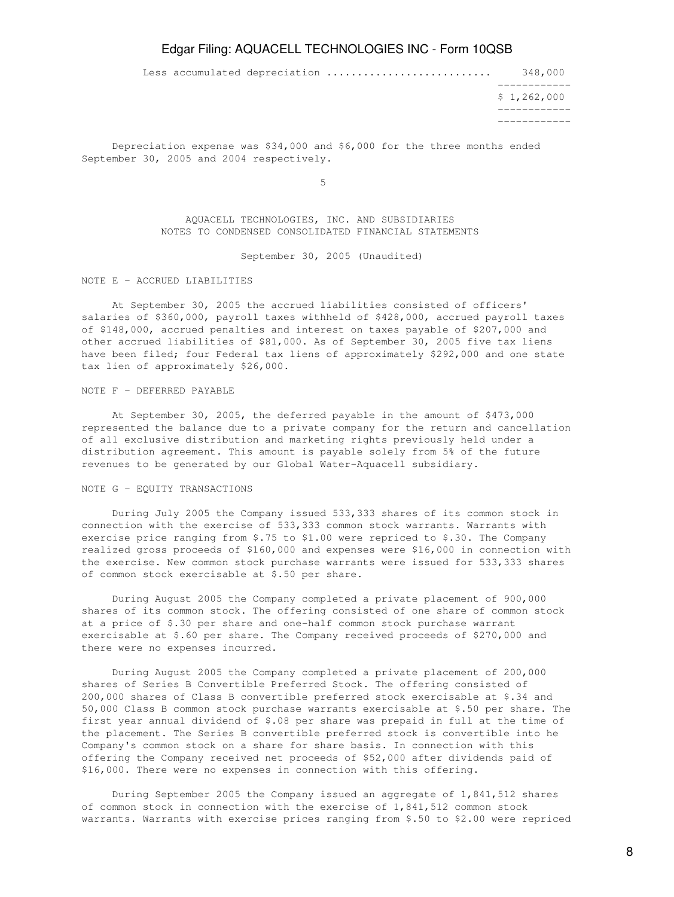| | |
|---|---|
| Less accumulated depreciation | 348,000 |
| | $ 1,262,000 |

Depreciation expense was $34,000 and $6,000 for the three months ended September 30, 2005 and 2004 respectively.

AQUACELL TECHNOLOGIES, INC. AND SUBSIDIARIES
NOTES TO CONDENSED CONSOLIDATED FINANCIAL STATEMENTS

September 30, 2005 (Unaudited)

NOTE E - ACCRUED LIABILITIES

At September 30, 2005 the accrued liabilities consisted of officers' salaries of $360,000, payroll taxes withheld of $428,000, accrued payroll taxes of $148,000, accrued penalties and interest on taxes payable of $207,000 and other accrued liabilities of $81,000. As of September 30, 2005 five tax liens have been filed; four Federal tax liens of approximately $292,000 and one state tax lien of approximately $26,000.

NOTE F - DEFERRED PAYABLE

At September 30, 2005, the deferred payable in the amount of $473,000 represented the balance due to a private company for the return and cancellation of all exclusive distribution and marketing rights previously held under a distribution agreement. This amount is payable solely from 5% of the future revenues to be generated by our Global Water-Aquacell subsidiary.

NOTE G - EQUITY TRANSACTIONS

During July 2005 the Company issued 533,333 shares of its common stock in connection with the exercise of 533,333 common stock warrants. Warrants with exercise price ranging from $.75 to $1.00 were repriced to $.30. The Company realized gross proceeds of $160,000 and expenses were $16,000 in connection with the exercise. New common stock purchase warrants were issued for 533,333 shares of common stock exercisable at $.50 per share.

During August 2005 the Company completed a private placement of 900,000 shares of its common stock. The offering consisted of one share of common stock at a price of $.30 per share and one-half common stock purchase warrant exercisable at $.60 per share. The Company received proceeds of $270,000 and there were no expenses incurred.

During August 2005 the Company completed a private placement of 200,000 shares of Series B Convertible Preferred Stock. The offering consisted of 200,000 shares of Class B convertible preferred stock exercisable at $.34 and 50,000 Class B common stock purchase warrants exercisable at $.50 per share. The first year annual dividend of $.08 per share was prepaid in full at the time of the placement. The Series B convertible preferred stock is convertible into he Company's common stock on a share for share basis. In connection with this offering the Company received net proceeds of $52,000 after dividends paid of $16,000. There were no expenses in connection with this offering.

During September 2005 the Company issued an aggregate of 1,841,512 shares of common stock in connection with the exercise of 1,841,512 common stock warrants. Warrants with exercise prices ranging from $.50 to $2.00 were repriced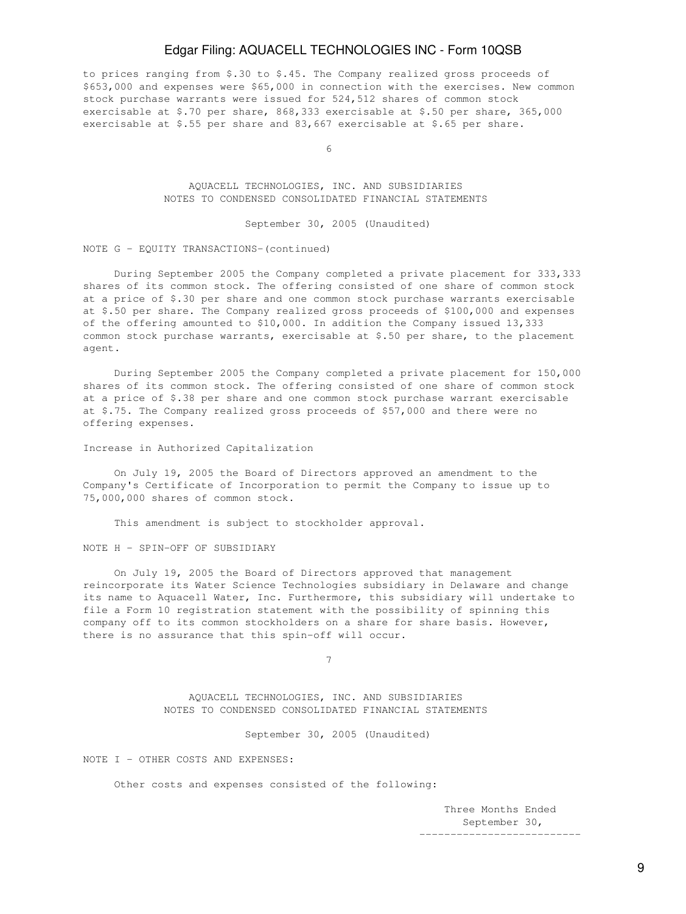to prices ranging from $.30 to $.45. The Company realized gross proceeds of $653,000 and expenses were $65,000 in connection with the exercises. New common stock purchase warrants were issued for 524,512 shares of common stock exercisable at $.70 per share, 868,333 exercisable at $.50 per share, 365,000 exercisable at $.55 per share and 83,667 exercisable at $.65 per share.

AQUACELL TECHNOLOGIES, INC. AND SUBSIDIARIES
NOTES TO CONDENSED CONSOLIDATED FINANCIAL STATEMENTS

September 30, 2005 (Unaudited)

NOTE G - EQUITY TRANSACTIONS-(continued)

During September 2005 the Company completed a private placement for 333,333 shares of its common stock. The offering consisted of one share of common stock at a price of $.30 per share and one common stock purchase warrants exercisable at $.50 per share. The Company realized gross proceeds of $100,000 and expenses of the offering amounted to $10,000. In addition the Company issued 13,333 common stock purchase warrants, exercisable at $.50 per share, to the placement agent.

During September 2005 the Company completed a private placement for 150,000 shares of its common stock. The offering consisted of one share of common stock at a price of $.38 per share and one common stock purchase warrant exercisable at $.75. The Company realized gross proceeds of $57,000 and there were no offering expenses.

Increase in Authorized Capitalization

On July 19, 2005 the Board of Directors approved an amendment to the Company's Certificate of Incorporation to permit the Company to issue up to 75,000,000 shares of common stock.

This amendment is subject to stockholder approval.

NOTE H - SPIN-OFF OF SUBSIDIARY

On July 19, 2005 the Board of Directors approved that management reincorporate its Water Science Technologies subsidiary in Delaware and change its name to Aquacell Water, Inc. Furthermore, this subsidiary will undertake to file a Form 10 registration statement with the possibility of spinning this company off to its common stockholders on a share for share basis. However, there is no assurance that this spin-off will occur.

AQUACELL TECHNOLOGIES, INC. AND SUBSIDIARIES
NOTES TO CONDENSED CONSOLIDATED FINANCIAL STATEMENTS

September 30, 2005 (Unaudited)

NOTE I - OTHER COSTS AND EXPENSES:

Other costs and expenses consisted of the following:

Three Months Ended
September 30,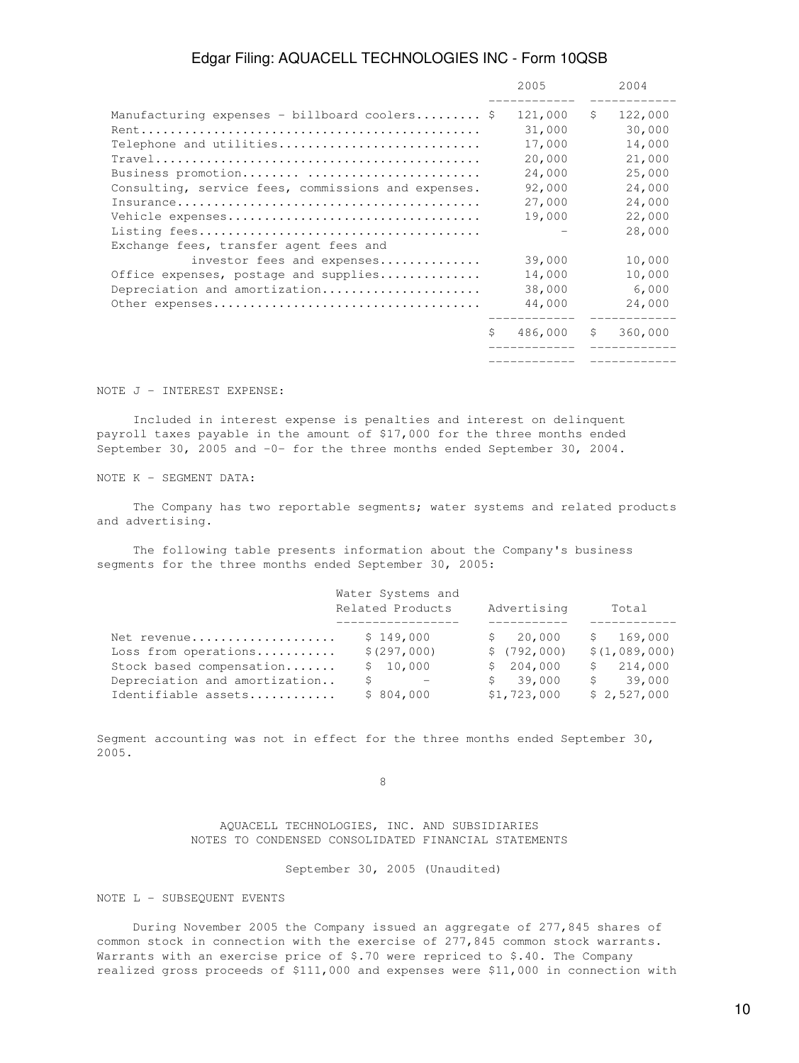| | 2005 | 2004 |
|---|---|---|
| Manufacturing expenses - billboard coolers......... | $ 121,000 | $ 122,000 |
| Rent............................................. | 31,000 | 30,000 |
| Telephone and utilities........................... | 17,000 | 14,000 |
| Travel............................................ | 20,000 | 21,000 |
| Business promotion........ ....................... | 24,000 | 25,000 |
| Consulting, service fees, commissions and expenses. | 92,000 | 24,000 |
| Insurance......................................... | 27,000 | 24,000 |
| Vehicle expenses.................................. | 19,000 | 22,000 |
| Listing fees...................................... | - | 28,000 |
| Exchange fees, transfer agent fees and investor fees and expenses.............. | 39,000 | 10,000 |
| Office expenses, postage and supplies............. | 14,000 | 10,000 |
| Depreciation and amortization..................... | 38,000 | 6,000 |
| Other expenses.................................... | 44,000 | 24,000 |
| | $ 486,000 | $ 360,000 |

NOTE J - INTEREST EXPENSE:

Included in interest expense is penalties and interest on delinquent payroll taxes payable in the amount of $17,000 for the three months ended September 30, 2005 and -0- for the three months ended September 30, 2004.

NOTE K - SEGMENT DATA:

The Company has two reportable segments; water systems and related products and advertising.

The following table presents information about the Company's business segments for the three months ended September 30, 2005:

| | Water Systems and Related Products | Advertising | Total |
|---|---|---|---|
| Net revenue.................... | $ 149,000 | $ 20,000 | $ 169,000 |
| Loss from operations........... | $(297,000) | $ (792,000) | $(1,089,000) |
| Stock based compensation....... | $ 10,000 | $ 204,000 | $ 214,000 |
| Depreciation and amortization.. | $ - | $ 39,000 | $ 39,000 |
| Identifiable assets............ | $ 804,000 | $1,723,000 | $ 2,527,000 |

Segment accounting was not in effect for the three months ended September 30, 2005.

AQUACELL TECHNOLOGIES, INC. AND SUBSIDIARIES
NOTES TO CONDENSED CONSOLIDATED FINANCIAL STATEMENTS

September 30, 2005 (Unaudited)

NOTE L - SUBSEQUENT EVENTS

During November 2005 the Company issued an aggregate of 277,845 shares of common stock in connection with the exercise of 277,845 common stock warrants. Warrants with an exercise price of $.70 were repriced to $.40. The Company realized gross proceeds of $111,000 and expenses were $11,000 in connection with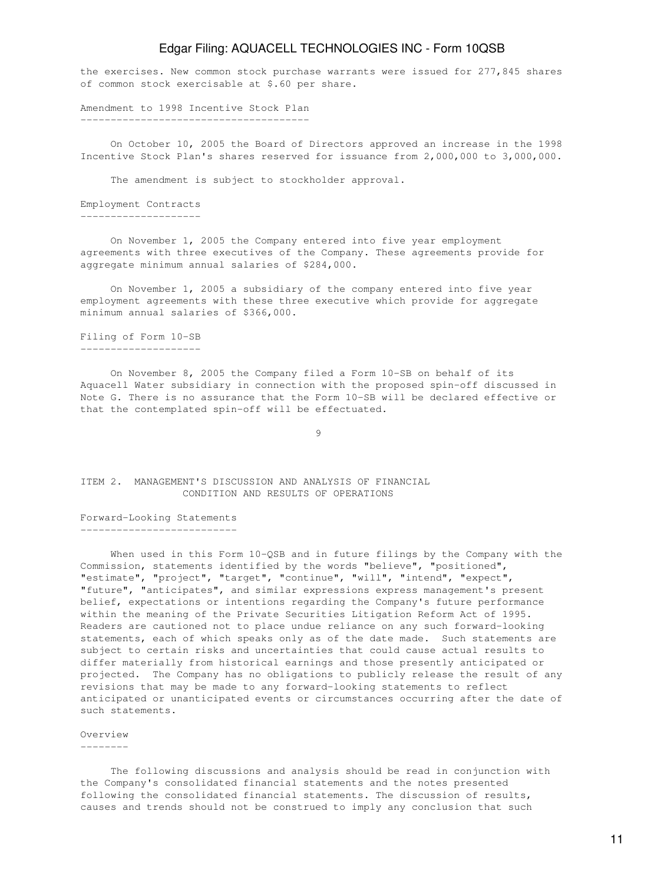the exercises. New common stock purchase warrants were issued for 277,845 shares of common stock exercisable at $.60 per share.

### Amendment to 1998 Incentive Stock Plan

On October 10, 2005 the Board of Directors approved an increase in the 1998 Incentive Stock Plan's shares reserved for issuance from 2,000,000 to 3,000,000.

The amendment is subject to stockholder approval.

### Employment Contracts

On November 1, 2005 the Company entered into five year employment agreements with three executives of the Company. These agreements provide for aggregate minimum annual salaries of $284,000.

On November 1, 2005 a subsidiary of the company entered into five year employment agreements with these three executive which provide for aggregate minimum annual salaries of $366,000.

### Filing of Form 10-SB

On November 8, 2005 the Company filed a Form 10-SB on behalf of its Aquacell Water subsidiary in connection with the proposed spin-off discussed in Note G. There is no assurance that the Form 10-SB will be declared effective or that the contemplated spin-off will be effectuated.

## ITEM 2. MANAGEMENT'S DISCUSSION AND ANALYSIS OF FINANCIAL CONDITION AND RESULTS OF OPERATIONS

### Forward-Looking Statements

When used in this Form 10-QSB and in future filings by the Company with the Commission, statements identified by the words "believe", "positioned", "estimate", "project", "target", "continue", "will", "intend", "expect", "future", "anticipates", and similar expressions express management's present belief, expectations or intentions regarding the Company's future performance within the meaning of the Private Securities Litigation Reform Act of 1995. Readers are cautioned not to place undue reliance on any such forward-looking statements, each of which speaks only as of the date made. Such statements are subject to certain risks and uncertainties that could cause actual results to differ materially from historical earnings and those presently anticipated or projected. The Company has no obligations to publicly release the result of any revisions that may be made to any forward-looking statements to reflect anticipated or unanticipated events or circumstances occurring after the date of such statements.

### Overview

The following discussions and analysis should be read in conjunction with the Company's consolidated financial statements and the notes presented following the consolidated financial statements. The discussion of results, causes and trends should not be construed to imply any conclusion that such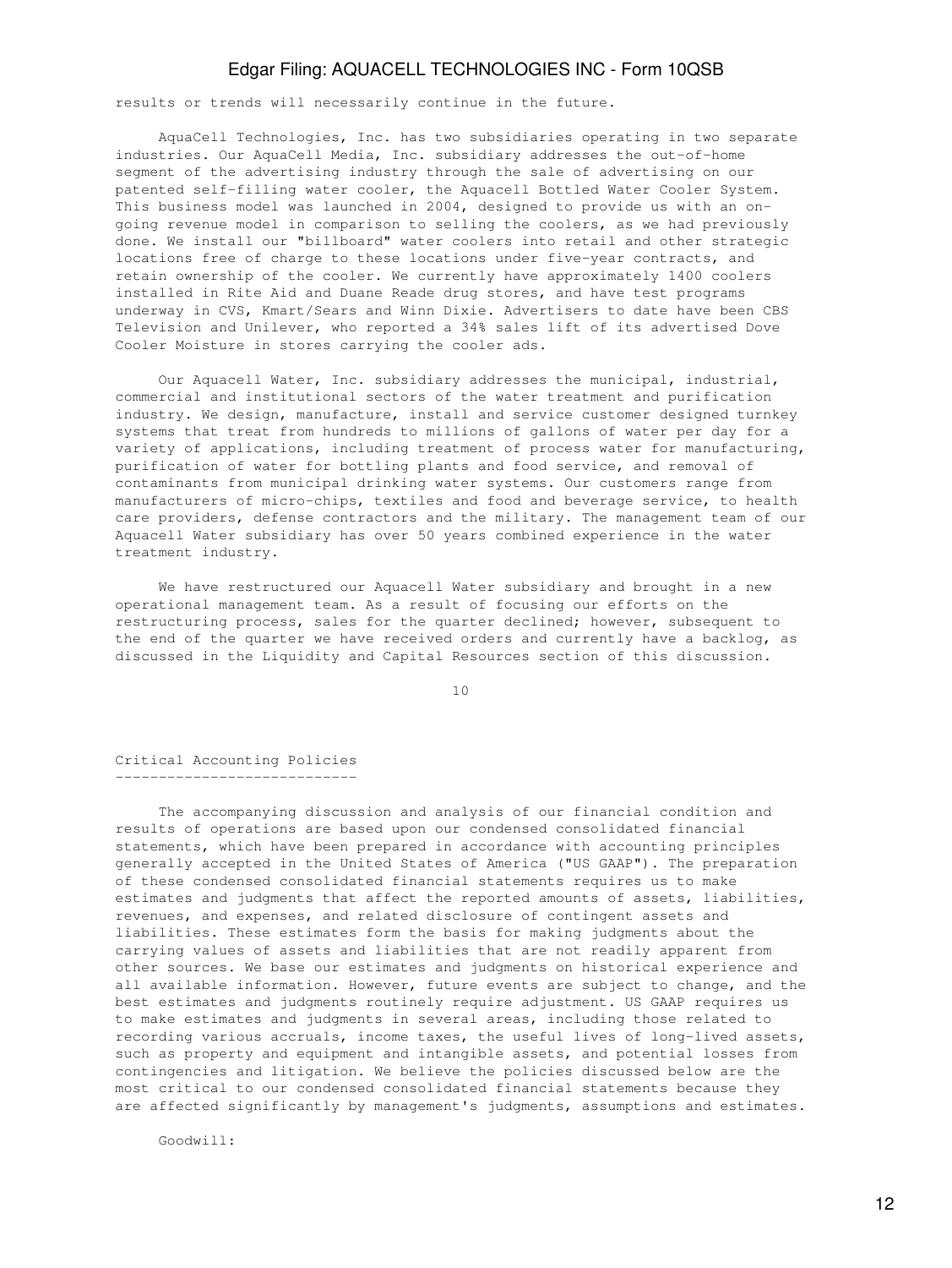results or trends will necessarily continue in the future.

AquaCell Technologies, Inc. has two subsidiaries operating in two separate industries. Our AquaCell Media, Inc. subsidiary addresses the out-of-home segment of the advertising industry through the sale of advertising on our patented self-filling water cooler, the Aquacell Bottled Water Cooler System. This business model was launched in 2004, designed to provide us with an on-going revenue model in comparison to selling the coolers, as we had previously done. We install our "billboard" water coolers into retail and other strategic locations free of charge to these locations under five-year contracts, and retain ownership of the cooler. We currently have approximately 1400 coolers installed in Rite Aid and Duane Reade drug stores, and have test programs underway in CVS, Kmart/Sears and Winn Dixie. Advertisers to date have been CBS Television and Unilever, who reported a 34% sales lift of its advertised Dove Cooler Moisture in stores carrying the cooler ads.

Our Aquacell Water, Inc. subsidiary addresses the municipal, industrial, commercial and institutional sectors of the water treatment and purification industry. We design, manufacture, install and service customer designed turnkey systems that treat from hundreds to millions of gallons of water per day for a variety of applications, including treatment of process water for manufacturing, purification of water for bottling plants and food service, and removal of contaminants from municipal drinking water systems. Our customers range from manufacturers of micro-chips, textiles and food and beverage service, to health care providers, defense contractors and the military. The management team of our Aquacell Water subsidiary has over 50 years combined experience in the water treatment industry.

We have restructured our Aquacell Water subsidiary and brought in a new operational management team. As a result of focusing our efforts on the restructuring process, sales for the quarter declined; however, subsequent to the end of the quarter we have received orders and currently have a backlog, as discussed in the Liquidity and Capital Resources section of this discussion.

## Critical Accounting Policies

The accompanying discussion and analysis of our financial condition and results of operations are based upon our condensed consolidated financial statements, which have been prepared in accordance with accounting principles generally accepted in the United States of America ("US GAAP"). The preparation of these condensed consolidated financial statements requires us to make estimates and judgments that affect the reported amounts of assets, liabilities, revenues, and expenses, and related disclosure of contingent assets and liabilities. These estimates form the basis for making judgments about the carrying values of assets and liabilities that are not readily apparent from other sources. We base our estimates and judgments on historical experience and all available information. However, future events are subject to change, and the best estimates and judgments routinely require adjustment. US GAAP requires us to make estimates and judgments in several areas, including those related to recording various accruals, income taxes, the useful lives of long-lived assets, such as property and equipment and intangible assets, and potential losses from contingencies and litigation. We believe the policies discussed below are the most critical to our condensed consolidated financial statements because they are affected significantly by management's judgments, assumptions and estimates.

Goodwill: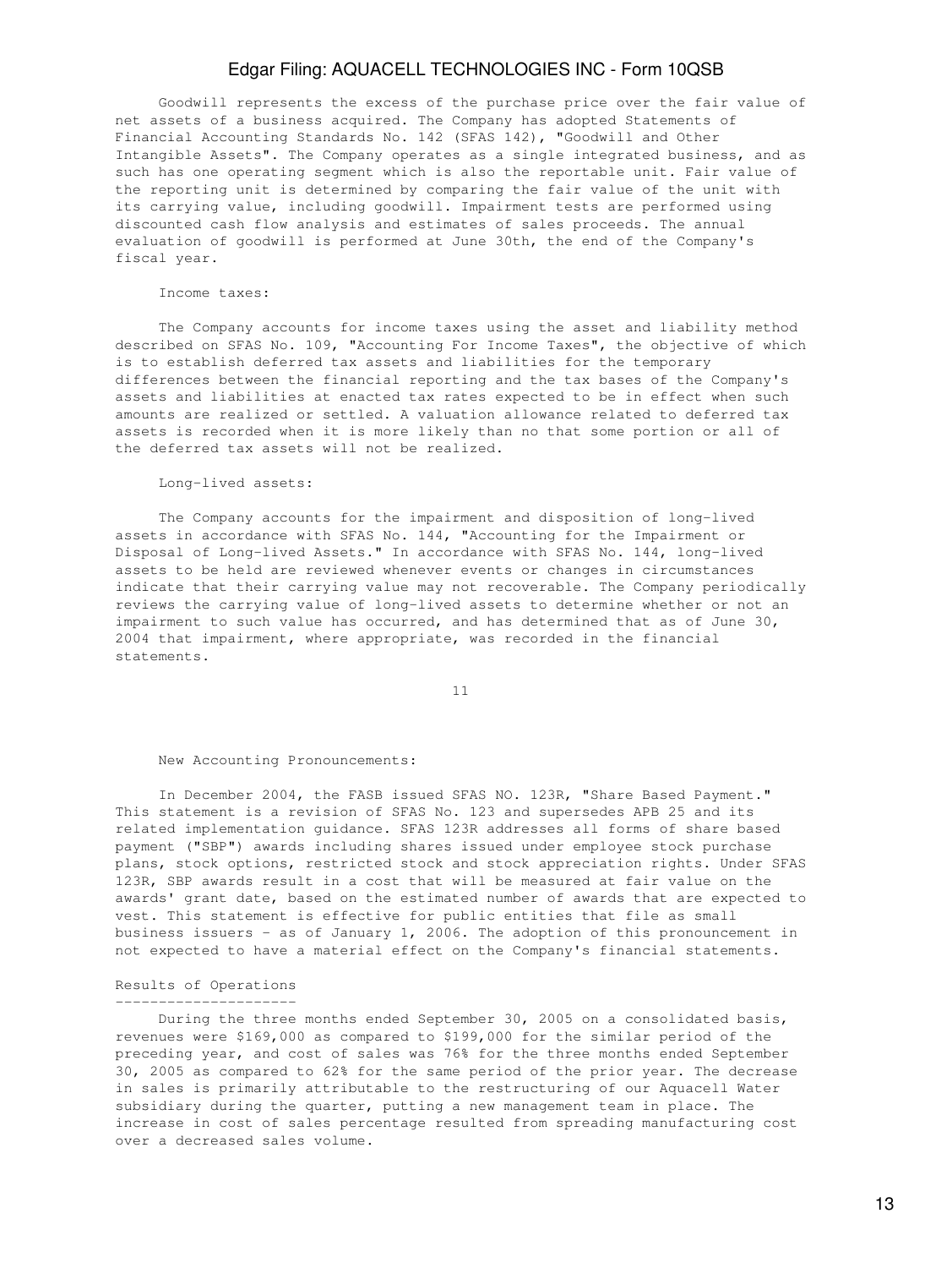Goodwill represents the excess of the purchase price over the fair value of net assets of a business acquired. The Company has adopted Statements of Financial Accounting Standards No. 142 (SFAS 142), "Goodwill and Other Intangible Assets". The Company operates as a single integrated business, and as such has one operating segment which is also the reportable unit. Fair value of the reporting unit is determined by comparing the fair value of the unit with its carrying value, including goodwill. Impairment tests are performed using discounted cash flow analysis and estimates of sales proceeds. The annual evaluation of goodwill is performed at June 30th, the end of the Company's fiscal year.

Income taxes:

The Company accounts for income taxes using the asset and liability method described on SFAS No. 109, "Accounting For Income Taxes", the objective of which is to establish deferred tax assets and liabilities for the temporary differences between the financial reporting and the tax bases of the Company's assets and liabilities at enacted tax rates expected to be in effect when such amounts are realized or settled. A valuation allowance related to deferred tax assets is recorded when it is more likely than no that some portion or all of the deferred tax assets will not be realized.

Long-lived assets:

The Company accounts for the impairment and disposition of long-lived assets in accordance with SFAS No. 144, "Accounting for the Impairment or Disposal of Long-lived Assets." In accordance with SFAS No. 144, long-lived assets to be held are reviewed whenever events or changes in circumstances indicate that their carrying value may not recoverable. The Company periodically reviews the carrying value of long-lived assets to determine whether or not an impairment to such value has occurred, and has determined that as of June 30, 2004 that impairment, where appropriate, was recorded in the financial statements.

New Accounting Pronouncements:

In December 2004, the FASB issued SFAS NO. 123R, "Share Based Payment." This statement is a revision of SFAS No. 123 and supersedes APB 25 and its related implementation guidance. SFAS 123R addresses all forms of share based payment ("SBP") awards including shares issued under employee stock purchase plans, stock options, restricted stock and stock appreciation rights. Under SFAS 123R, SBP awards result in a cost that will be measured at fair value on the awards' grant date, based on the estimated number of awards that are expected to vest. This statement is effective for public entities that file as small business issuers - as of January 1, 2006. The adoption of this pronouncement in not expected to have a material effect on the Company's financial statements.

## Results of Operations

During the three months ended September 30, 2005 on a consolidated basis, revenues were $169,000 as compared to $199,000 for the similar period of the preceding year, and cost of sales was 76% for the three months ended September 30, 2005 as compared to 62% for the same period of the prior year. The decrease in sales is primarily attributable to the restructuring of our Aquacell Water subsidiary during the quarter, putting a new management team in place. The increase in cost of sales percentage resulted from spreading manufacturing cost over a decreased sales volume.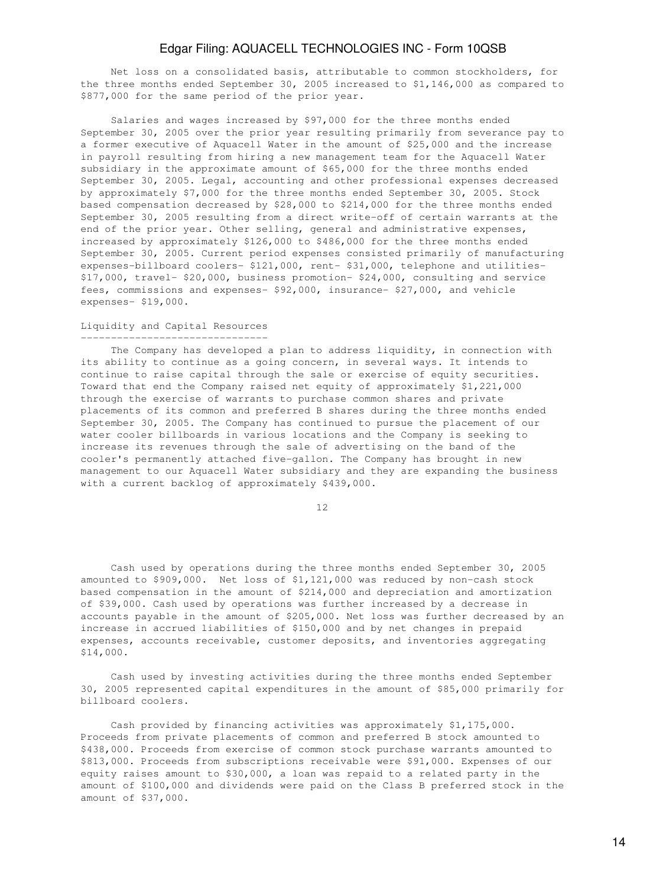Net loss on a consolidated basis, attributable to common stockholders, for the three months ended September 30, 2005 increased to $1,146,000 as compared to $877,000 for the same period of the prior year.

Salaries and wages increased by $97,000 for the three months ended September 30, 2005 over the prior year resulting primarily from severance pay to a former executive of Aquacell Water in the amount of $25,000 and the increase in payroll resulting from hiring a new management team for the Aquacell Water subsidiary in the approximate amount of $65,000 for the three months ended September 30, 2005. Legal, accounting and other professional expenses decreased by approximately $7,000 for the three months ended September 30, 2005. Stock based compensation decreased by $28,000 to $214,000 for the three months ended September 30, 2005 resulting from a direct write-off of certain warrants at the end of the prior year. Other selling, general and administrative expenses, increased by approximately $126,000 to $486,000 for the three months ended September 30, 2005. Current period expenses consisted primarily of manufacturing expenses-billboard coolers- $121,000, rent- $31,000, telephone and utilities- $17,000, travel- $20,000, business promotion- $24,000, consulting and service fees, commissions and expenses- $92,000, insurance- $27,000, and vehicle expenses- $19,000.

## Liquidity and Capital Resources

The Company has developed a plan to address liquidity, in connection with its ability to continue as a going concern, in several ways. It intends to continue to raise capital through the sale or exercise of equity securities. Toward that end the Company raised net equity of approximately $1,221,000 through the exercise of warrants to purchase common shares and private placements of its common and preferred B shares during the three months ended September 30, 2005. The Company has continued to pursue the placement of our water cooler billboards in various locations and the Company is seeking to increase its revenues through the sale of advertising on the band of the cooler's permanently attached five-gallon. The Company has brought in new management to our Aquacell Water subsidiary and they are expanding the business with a current backlog of approximately $439,000.

Cash used by operations during the three months ended September 30, 2005 amounted to $909,000. Net loss of $1,121,000 was reduced by non-cash stock based compensation in the amount of $214,000 and depreciation and amortization of $39,000. Cash used by operations was further increased by a decrease in accounts payable in the amount of $205,000. Net loss was further decreased by an increase in accrued liabilities of $150,000 and by net changes in prepaid expenses, accounts receivable, customer deposits, and inventories aggregating $14,000.

Cash used by investing activities during the three months ended September 30, 2005 represented capital expenditures in the amount of $85,000 primarily for billboard coolers.

Cash provided by financing activities was approximately $1,175,000. Proceeds from private placements of common and preferred B stock amounted to $438,000. Proceeds from exercise of common stock purchase warrants amounted to $813,000. Proceeds from subscriptions receivable were $91,000. Expenses of our equity raises amount to $30,000, a loan was repaid to a related party in the amount of $100,000 and dividends were paid on the Class B preferred stock in the amount of $37,000.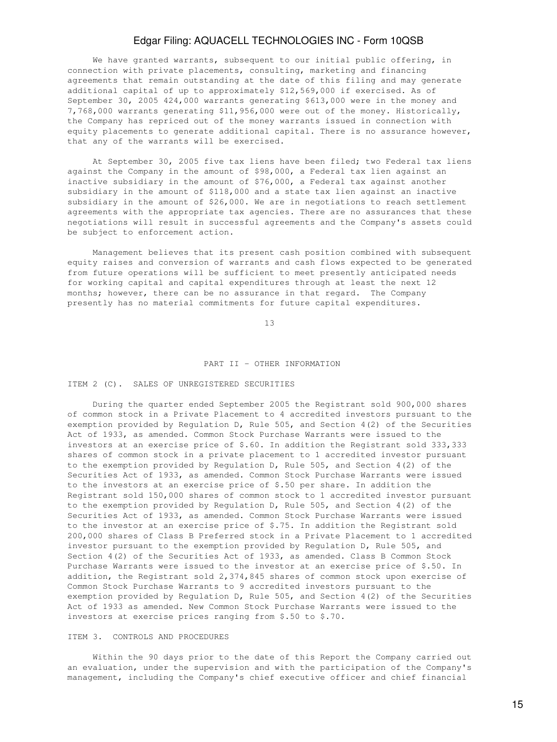We have granted warrants, subsequent to our initial public offering, in connection with private placements, consulting, marketing and financing agreements that remain outstanding at the date of this filing and may generate additional capital of up to approximately $12,569,000 if exercised. As of September 30, 2005 424,000 warrants generating $613,000 were in the money and 7,768,000 warrants generating $11,956,000 were out of the money. Historically, the Company has repriced out of the money warrants issued in connection with equity placements to generate additional capital. There is no assurance however, that any of the warrants will be exercised.

At September 30, 2005 five tax liens have been filed; two Federal tax liens against the Company in the amount of $98,000, a Federal tax lien against an inactive subsidiary in the amount of $76,000, a Federal tax against another subsidiary in the amount of $118,000 and a state tax lien against an inactive subsidiary in the amount of $26,000. We are in negotiations to reach settlement agreements with the appropriate tax agencies. There are no assurances that these negotiations will result in successful agreements and the Company's assets could be subject to enforcement action.

Management believes that its present cash position combined with subsequent equity raises and conversion of warrants and cash flows expected to be generated from future operations will be sufficient to meet presently anticipated needs for working capital and capital expenditures through at least the next 12 months; however, there can be no assurance in that regard. The Company presently has no material commitments for future capital expenditures.

## PART II - OTHER INFORMATION

### ITEM 2 (C). SALES OF UNREGISTERED SECURITIES

During the quarter ended September 2005 the Registrant sold 900,000 shares of common stock in a Private Placement to 4 accredited investors pursuant to the exemption provided by Regulation D, Rule 505, and Section 4(2) of the Securities Act of 1933, as amended. Common Stock Purchase Warrants were issued to the investors at an exercise price of $.60. In addition the Registrant sold 333,333 shares of common stock in a private placement to 1 accredited investor pursuant to the exemption provided by Regulation D, Rule 505, and Section 4(2) of the Securities Act of 1933, as amended. Common Stock Purchase Warrants were issued to the investors at an exercise price of $.50 per share. In addition the Registrant sold 150,000 shares of common stock to 1 accredited investor pursuant to the exemption provided by Regulation D, Rule 505, and Section 4(2) of the Securities Act of 1933, as amended. Common Stock Purchase Warrants were issued to the investor at an exercise price of $.75. In addition the Registrant sold 200,000 shares of Class B Preferred stock in a Private Placement to 1 accredited investor pursuant to the exemption provided by Regulation D, Rule 505, and Section 4(2) of the Securities Act of 1933, as amended. Class B Common Stock Purchase Warrants were issued to the investor at an exercise price of $.50. In addition, the Registrant sold 2,374,845 shares of common stock upon exercise of Common Stock Purchase Warrants to 9 accredited investors pursuant to the exemption provided by Regulation D, Rule 505, and Section 4(2) of the Securities Act of 1933 as amended. New Common Stock Purchase Warrants were issued to the investors at exercise prices ranging from $.50 to $.70.

### ITEM 3. CONTROLS AND PROCEDURES

Within the 90 days prior to the date of this Report the Company carried out an evaluation, under the supervision and with the participation of the Company's management, including the Company's chief executive officer and chief financial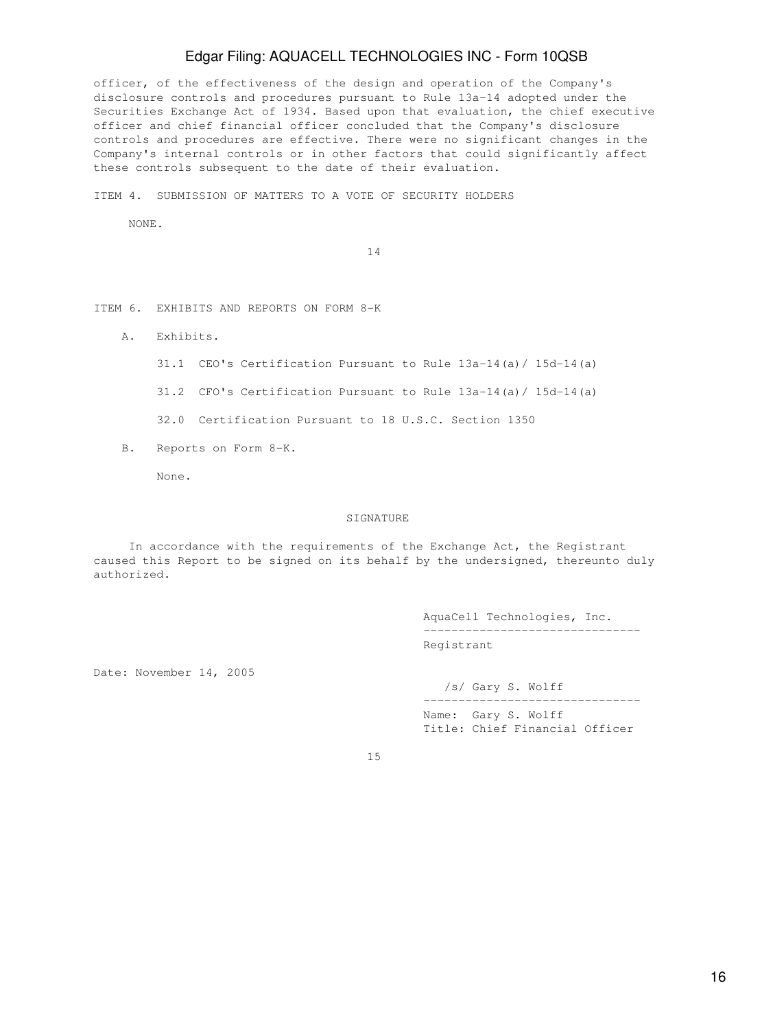officer, of the effectiveness of the design and operation of the Company's disclosure controls and procedures pursuant to Rule 13a-14 adopted under the Securities Exchange Act of 1934. Based upon that evaluation, the chief executive officer and chief financial officer concluded that the Company's disclosure controls and procedures are effective. There were no significant changes in the Company's internal controls or in other factors that could significantly affect these controls subsequent to the date of their evaluation.

ITEM 4. SUBMISSION OF MATTERS TO A VOTE OF SECURITY HOLDERS

NONE.

ITEM 6. EXHIBITS AND REPORTS ON FORM 8-K

A. Exhibits.

31.1 CEO's Certification Pursuant to Rule 13a-14(a)/ 15d-14(a)

31.2 CFO's Certification Pursuant to Rule 13a-14(a)/ 15d-14(a)

32.0 Certification Pursuant to 18 U.S.C. Section 1350

B. Reports on Form 8-K.

None.

SIGNATURE

In accordance with the requirements of the Exchange Act, the Registrant caused this Report to be signed on its behalf by the undersigned, thereunto duly authorized.

AquaCell Technologies, Inc.

Registrant

Date: November 14, 2005

/s/ Gary S. Wolff

Name: Gary S. Wolff
Title: Chief Financial Officer